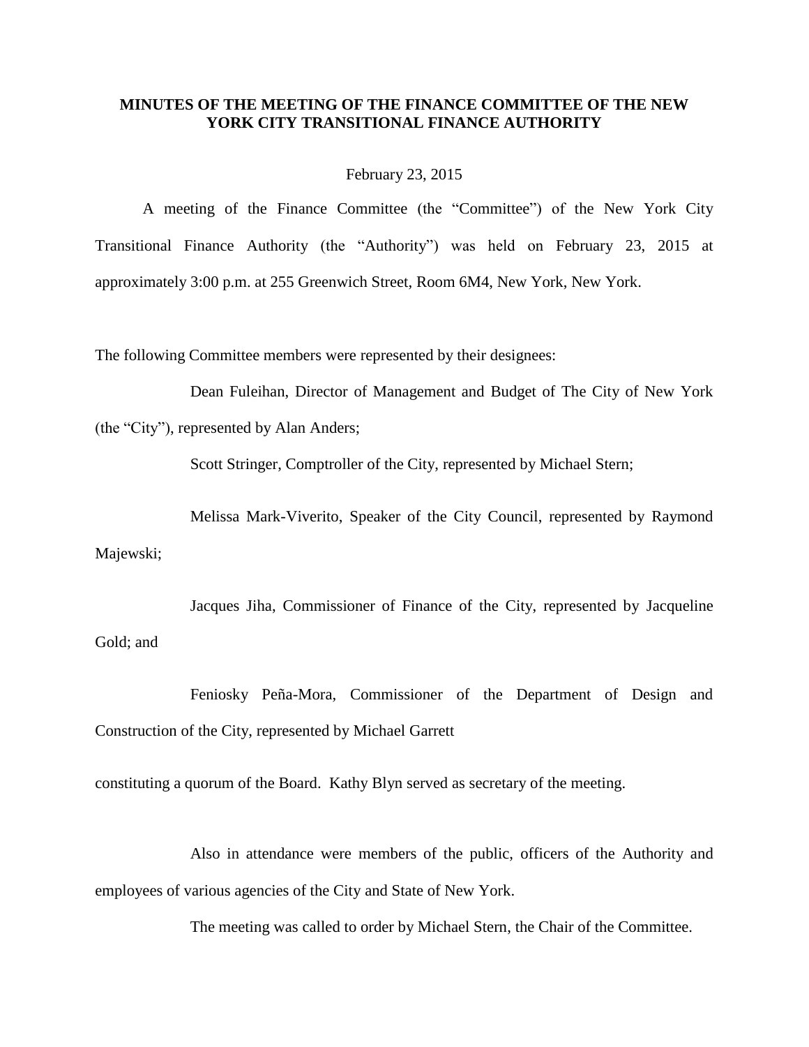# MINUTES OF THE MEETING OF THE FINANCE COMMITTEE OF THE NEW YORK CITY TRANSITIONAL FINANCE AUTHORITY

February 23, 2015

A meeting of the Finance Committee (the "Committee") of the New York City Transitional Finance Authority (the "Authority") was held on February 23, 2015 at approximately 3:00 p.m. at 255 Greenwich Street, Room 6M4, New York, New York.

The following Committee members were represented by their designees:

Dean Fuleihan, Director of Management and Budget of The City of New York (the "City"), represented by Alan Anders;

Scott Stringer, Comptroller of the City, represented by Michael Stern;

Melissa Mark-Viverito, Speaker of the City Council, represented by Raymond Majewski;

Jacques Jiha, Commissioner of Finance of the City, represented by Jacqueline Gold; and

Feniosky Peña-Mora, Commissioner of the Department of Design and Construction of the City, represented by Michael Garrett

constituting a quorum of the Board. Kathy Blyn served as secretary of the meeting.

Also in attendance were members of the public, officers of the Authority and employees of various agencies of the City and State of New York.

The meeting was called to order by Michael Stern, the Chair of the Committee.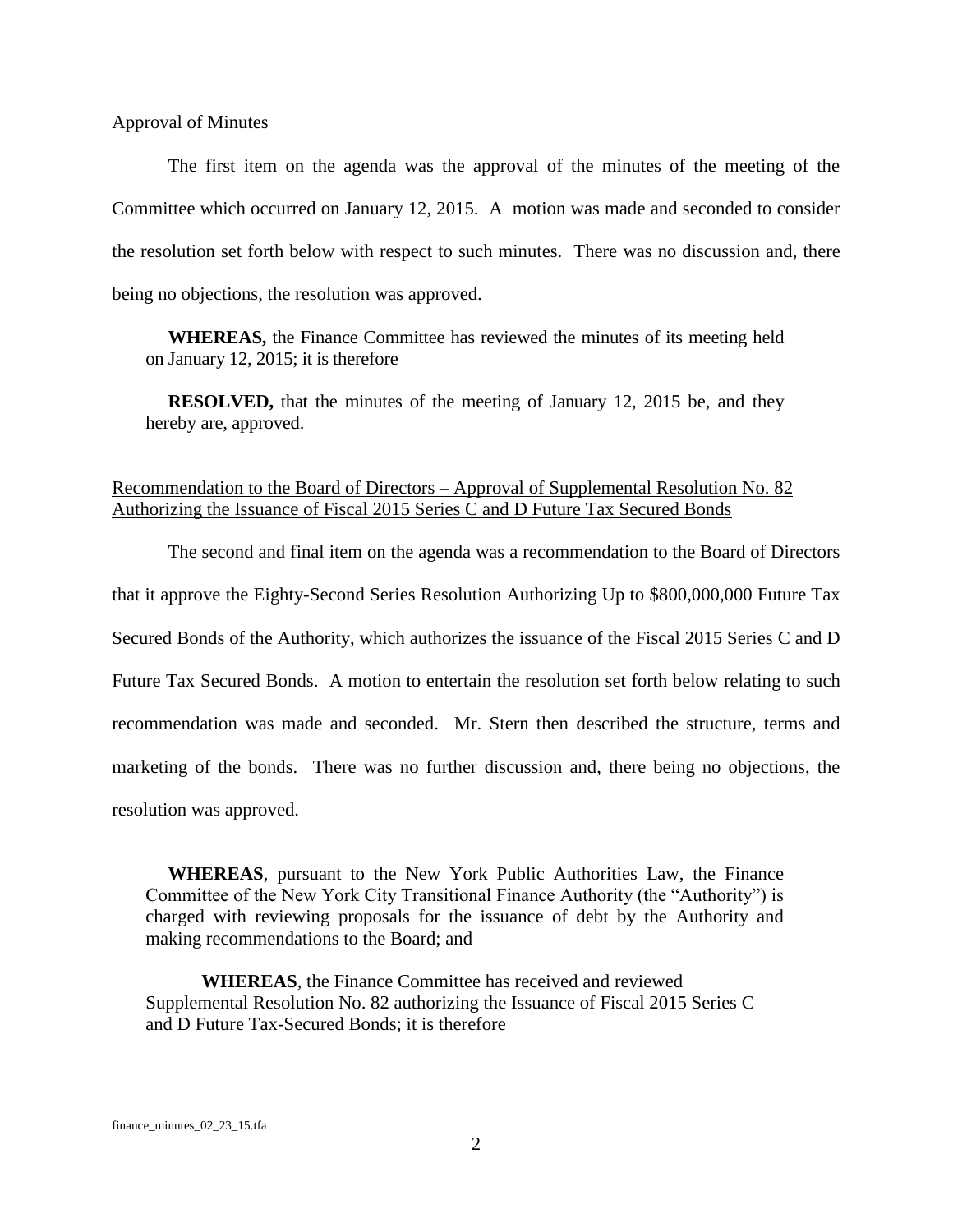Approval of Minutes

The first item on the agenda was the approval of the minutes of the meeting of the Committee which occurred on January 12, 2015. A motion was made and seconded to consider the resolution set forth below with respect to such minutes. There was no discussion and, there being no objections, the resolution was approved.

> **WHEREAS,** the Finance Committee has reviewed the minutes of its meeting held on January 12, 2015; it is therefore
>
> **RESOLVED,** that the minutes of the meeting of January 12, 2015 be, and they hereby are, approved.

Recommendation to the Board of Directors – Approval of Supplemental Resolution No. 82 Authorizing the Issuance of Fiscal 2015 Series C and D Future Tax Secured Bonds

The second and final item on the agenda was a recommendation to the Board of Directors that it approve the Eighty-Second Series Resolution Authorizing Up to $800,000,000 Future Tax Secured Bonds of the Authority, which authorizes the issuance of the Fiscal 2015 Series C and D Future Tax Secured Bonds. A motion to entertain the resolution set forth below relating to such recommendation was made and seconded. Mr. Stern then described the structure, terms and marketing of the bonds. There was no further discussion and, there being no objections, the resolution was approved.

> **WHEREAS**, pursuant to the New York Public Authorities Law, the Finance Committee of the New York City Transitional Finance Authority (the "Authority") is charged with reviewing proposals for the issuance of debt by the Authority and making recommendations to the Board; and
>
> **WHEREAS**, the Finance Committee has received and reviewed Supplemental Resolution No. 82 authorizing the Issuance of Fiscal 2015 Series C and D Future Tax-Secured Bonds; it is therefore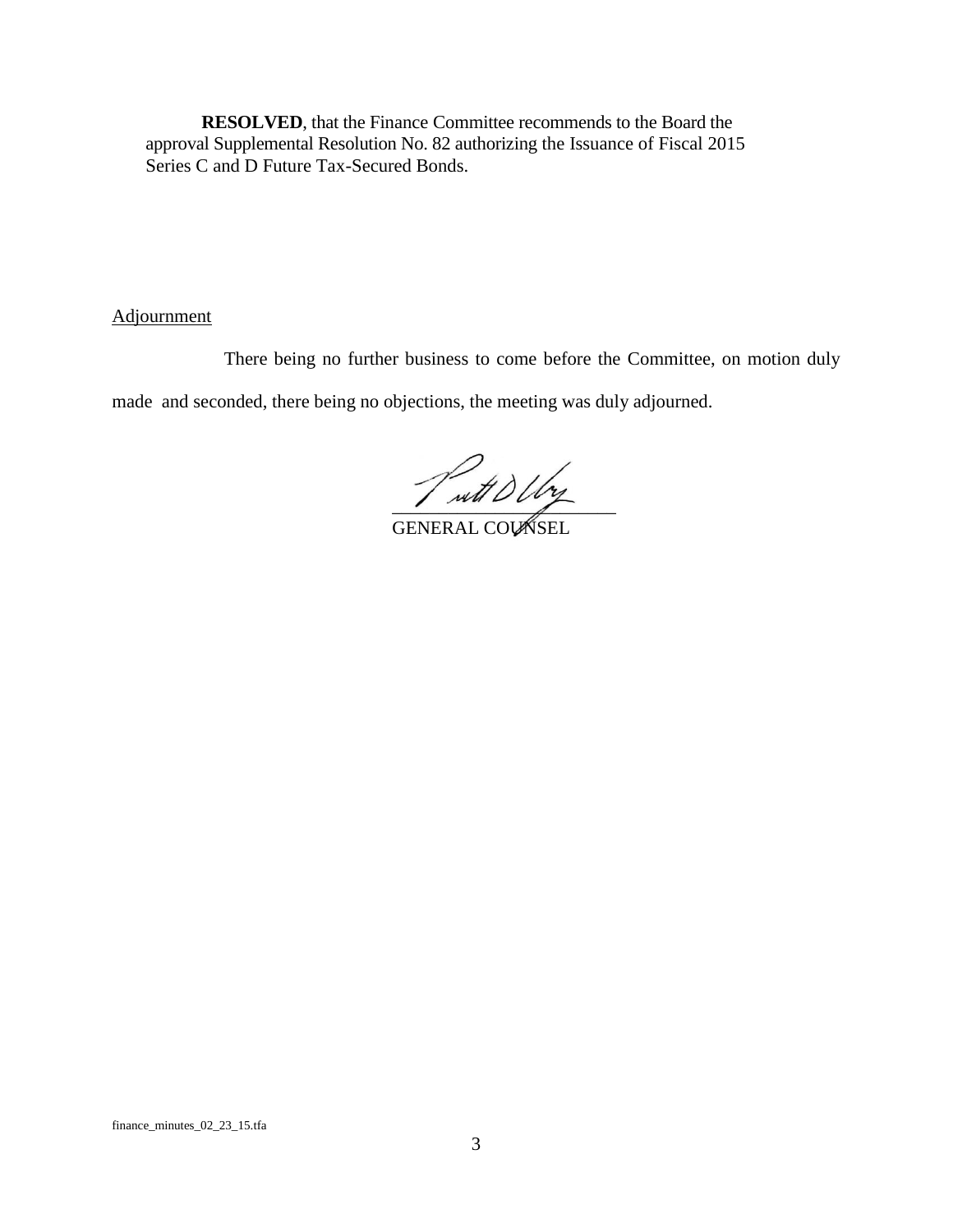**RESOLVED**, that the Finance Committee recommends to the Board the approval Supplemental Resolution No. 82 authorizing the Issuance of Fiscal 2015 Series C and D Future Tax-Secured Bonds.

Adjournment

There being no further business to come before the Committee, on motion duly made and seconded, there being no objections, the meeting was duly adjourned.

GENERAL COUNSEL

finance_minutes_02_23_15.tfa